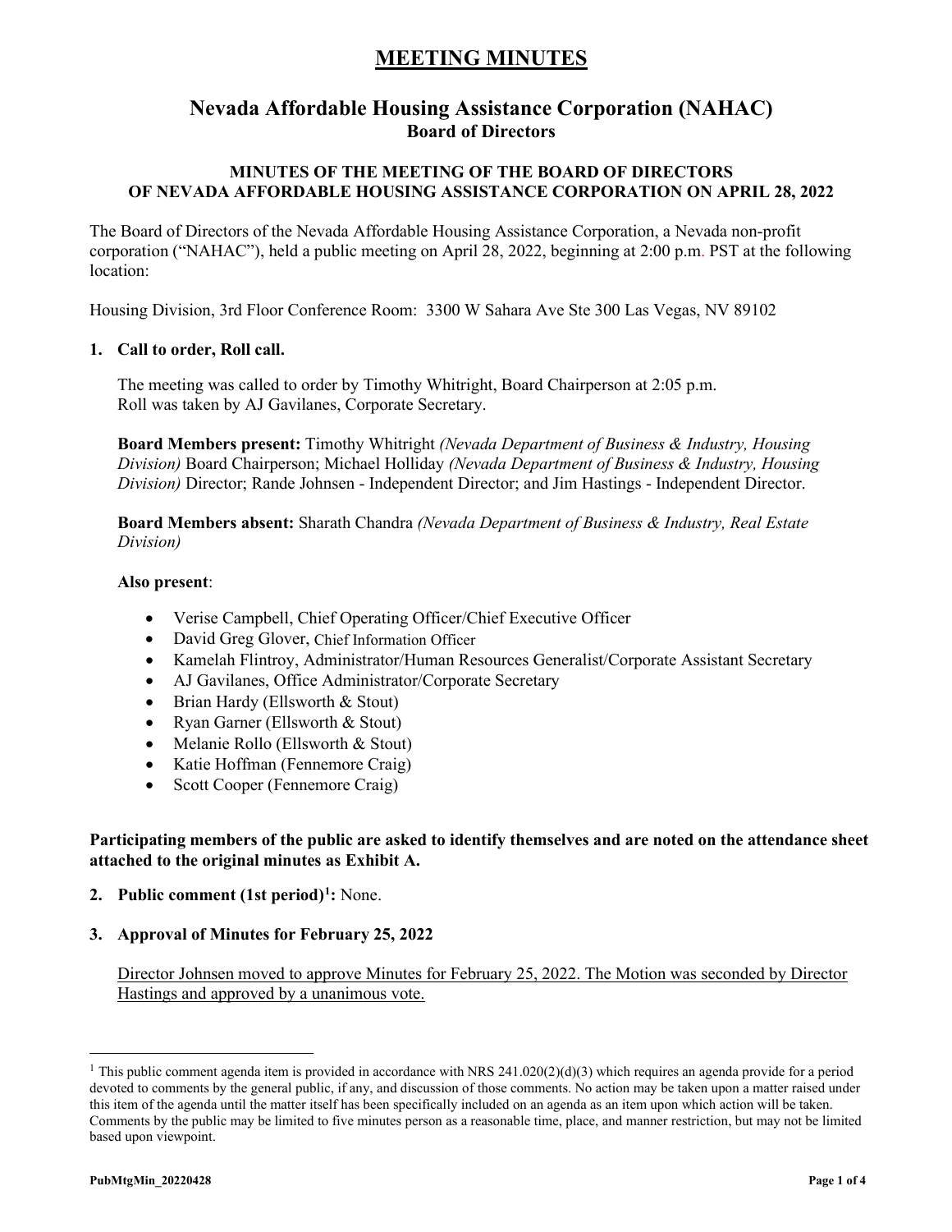# MEETING MINUTES

## Nevada Affordable Housing Assistance Corporation (NAHAC)
### Board of Directors

**MINUTES OF THE MEETING OF THE BOARD OF DIRECTORS OF NEVADA AFFORDABLE HOUSING ASSISTANCE CORPORATION ON APRIL 28, 2022**

The Board of Directors of the Nevada Affordable Housing Assistance Corporation, a Nevada non-profit corporation ("NAHAC"), held a public meeting on April 28, 2022, beginning at 2:00 p.m. PST at the following location:

Housing Division, 3rd Floor Conference Room: 3300 W Sahara Ave Ste 300 Las Vegas, NV 89102

**1. Call to order, Roll call.**

The meeting was called to order by Timothy Whitright, Board Chairperson at 2:05 p.m. Roll was taken by AJ Gavilanes, Corporate Secretary.

**Board Members present:** Timothy Whitright *(Nevada Department of Business & Industry, Housing Division)* Board Chairperson; Michael Holliday *(Nevada Department of Business & Industry, Housing Division)* Director; Rande Johnsen - Independent Director; and Jim Hastings - Independent Director.

**Board Members absent:** Sharath Chandra *(Nevada Department of Business & Industry, Real Estate Division)*

**Also present**:

- Verise Campbell, Chief Operating Officer/Chief Executive Officer
- David Greg Glover, Chief Information Officer
- Kamelah Flintroy, Administrator/Human Resources Generalist/Corporate Assistant Secretary
- AJ Gavilanes, Office Administrator/Corporate Secretary
- Brian Hardy (Ellsworth & Stout)
- Ryan Garner (Ellsworth & Stout)
- Melanie Rollo (Ellsworth & Stout)
- Katie Hoffman (Fennemore Craig)
- Scott Cooper (Fennemore Craig)

**Participating members of the public are asked to identify themselves and are noted on the attendance sheet attached to the original minutes as Exhibit A.**

**2. Public comment (1st period)[1]:** None.

**3. Approval of Minutes for February 25, 2022**

Director Johnsen moved to approve Minutes for February 25, 2022. The Motion was seconded by Director Hastings and approved by a unanimous vote.

[1] This public comment agenda item is provided in accordance with NRS 241.020(2)(d)(3) which requires an agenda provide for a period devoted to comments by the general public, if any, and discussion of those comments. No action may be taken upon a matter raised under this item of the agenda until the matter itself has been specifically included on an agenda as an item upon which action will be taken. Comments by the public may be limited to five minutes person as a reasonable time, place, and manner restriction, but may not be limited based upon viewpoint.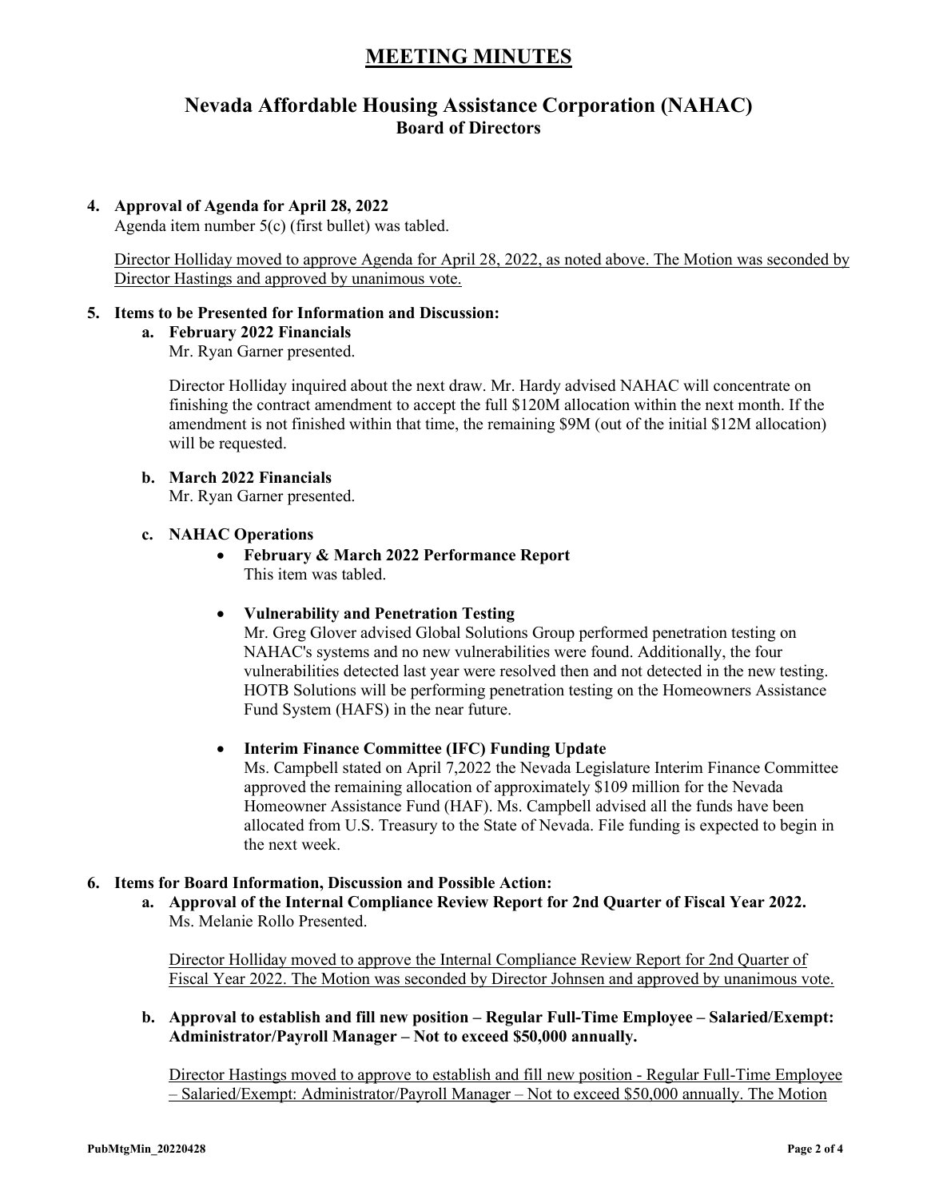# MEETING MINUTES

## Nevada Affordable Housing Assistance Corporation (NAHAC)
### Board of Directors

**4. Approval of Agenda for April 28, 2022**

Agenda item number 5(c) (first bullet) was tabled.

<u>Director Holliday moved to approve Agenda for April 28, 2022, as noted above. The Motion was seconded by Director Hastings and approved by unanimous vote.</u>

**5. Items to be Presented for Information and Discussion:**

**a. February 2022 Financials**

Mr. Ryan Garner presented.

Director Holliday inquired about the next draw. Mr. Hardy advised NAHAC will concentrate on finishing the contract amendment to accept the full \$120M allocation within the next month. If the amendment is not finished within that time, the remaining \$9M (out of the initial \$12M allocation) will be requested.

**b. March 2022 Financials**

Mr. Ryan Garner presented.

**c. NAHAC Operations**

- **February & March 2022 Performance Report**
  This item was tabled.

- **Vulnerability and Penetration Testing**
  Mr. Greg Glover advised Global Solutions Group performed penetration testing on NAHAC's systems and no new vulnerabilities were found. Additionally, the four vulnerabilities detected last year were resolved then and not detected in the new testing. HOTB Solutions will be performing penetration testing on the Homeowners Assistance Fund System (HAFS) in the near future.

- **Interim Finance Committee (IFC) Funding Update**
  Ms. Campbell stated on April 7,2022 the Nevada Legislature Interim Finance Committee approved the remaining allocation of approximately \$109 million for the Nevada Homeowner Assistance Fund (HAF). Ms. Campbell advised all the funds have been allocated from U.S. Treasury to the State of Nevada. File funding is expected to begin in the next week.

**6. Items for Board Information, Discussion and Possible Action:**

**a. Approval of the Internal Compliance Review Report for 2nd Quarter of Fiscal Year 2022.**

Ms. Melanie Rollo Presented.

<u>Director Holliday moved to approve the Internal Compliance Review Report for 2nd Quarter of Fiscal Year 2022. The Motion was seconded by Director Johnsen and approved by unanimous vote.</u>

**b. Approval to establish and fill new position – Regular Full-Time Employee – Salaried/Exempt: Administrator/Payroll Manager – Not to exceed \$50,000 annually.**

<u>Director Hastings moved to approve to establish and fill new position - Regular Full-Time Employee – Salaried/Exempt: Administrator/Payroll Manager – Not to exceed \$50,000 annually. The Motion</u>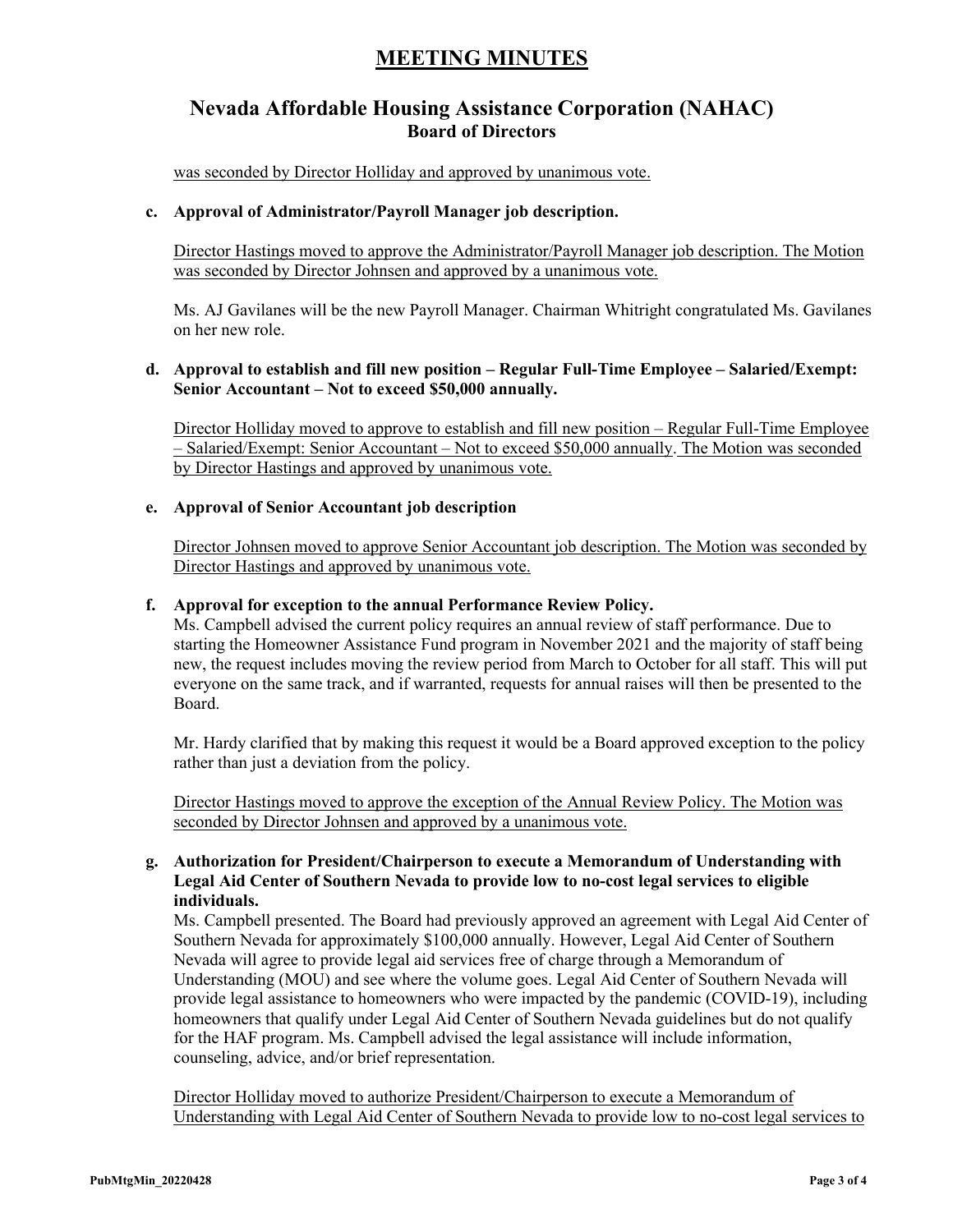# MEETING MINUTES

## Nevada Affordable Housing Assistance Corporation (NAHAC)
### Board of Directors

was seconded by Director Holliday and approved by unanimous vote.

**c. Approval of Administrator/Payroll Manager job description.**

Director Hastings moved to approve the Administrator/Payroll Manager job description. The Motion was seconded by Director Johnsen and approved by a unanimous vote.

Ms. AJ Gavilanes will be the new Payroll Manager. Chairman Whitright congratulated Ms. Gavilanes on her new role.

**d. Approval to establish and fill new position – Regular Full-Time Employee – Salaried/Exempt: Senior Accountant – Not to exceed $50,000 annually.**

Director Holliday moved to approve to establish and fill new position – Regular Full-Time Employee – Salaried/Exempt: Senior Accountant – Not to exceed $50,000 annually. The Motion was seconded by Director Hastings and approved by unanimous vote.

**e. Approval of Senior Accountant job description**

Director Johnsen moved to approve Senior Accountant job description. The Motion was seconded by Director Hastings and approved by unanimous vote.

**f. Approval for exception to the annual Performance Review Policy.**

Ms. Campbell advised the current policy requires an annual review of staff performance. Due to starting the Homeowner Assistance Fund program in November 2021 and the majority of staff being new, the request includes moving the review period from March to October for all staff. This will put everyone on the same track, and if warranted, requests for annual raises will then be presented to the Board.

Mr. Hardy clarified that by making this request it would be a Board approved exception to the policy rather than just a deviation from the policy.

Director Hastings moved to approve the exception of the Annual Review Policy. The Motion was seconded by Director Johnsen and approved by a unanimous vote.

**g. Authorization for President/Chairperson to execute a Memorandum of Understanding with Legal Aid Center of Southern Nevada to provide low to no-cost legal services to eligible individuals.**

Ms. Campbell presented. The Board had previously approved an agreement with Legal Aid Center of Southern Nevada for approximately $100,000 annually. However, Legal Aid Center of Southern Nevada will agree to provide legal aid services free of charge through a Memorandum of Understanding (MOU) and see where the volume goes. Legal Aid Center of Southern Nevada will provide legal assistance to homeowners who were impacted by the pandemic (COVID-19), including homeowners that qualify under Legal Aid Center of Southern Nevada guidelines but do not qualify for the HAF program. Ms. Campbell advised the legal assistance will include information, counseling, advice, and/or brief representation.

Director Holliday moved to authorize President/Chairperson to execute a Memorandum of Understanding with Legal Aid Center of Southern Nevada to provide low to no-cost legal services to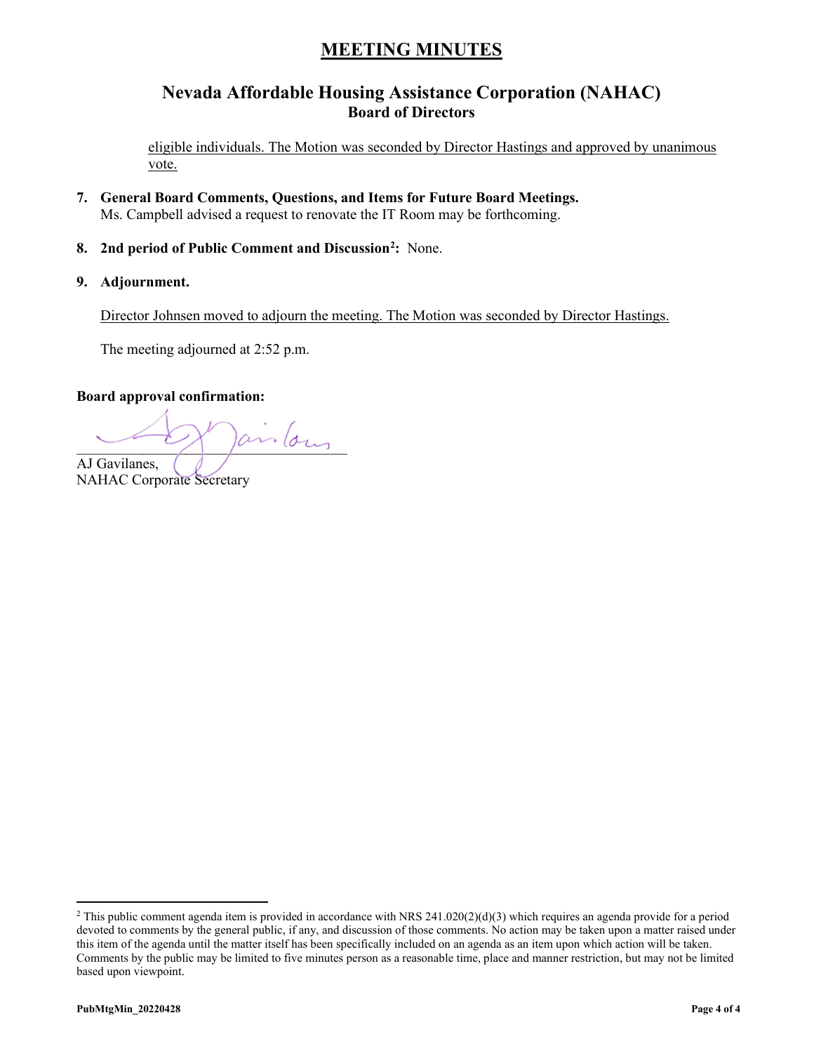# MEETING MINUTES

## Nevada Affordable Housing Assistance Corporation (NAHAC)
### Board of Directors

eligible individuals. The Motion was seconded by Director Hastings and approved by unanimous vote.

7. **General Board Comments, Questions, and Items for Future Board Meetings.**
   Ms. Campbell advised a request to renovate the IT Room may be forthcoming.

8. **2nd period of Public Comment and Discussion[2]:** None.

9. **Adjournment.**

   Director Johnsen moved to adjourn the meeting. The Motion was seconded by Director Hastings.

   The meeting adjourned at 2:52 p.m.

**Board approval confirmation:**

AJ Gavilanes,
NAHAC Corporate Secretary

[2] This public comment agenda item is provided in accordance with NRS 241.020(2)(d)(3) which requires an agenda provide for a period devoted to comments by the general public, if any, and discussion of those comments. No action may be taken upon a matter raised under this item of the agenda until the matter itself has been specifically included on an agenda as an item upon which action will be taken. Comments by the public may be limited to five minutes person as a reasonable time, place and manner restriction, but may not be limited based upon viewpoint.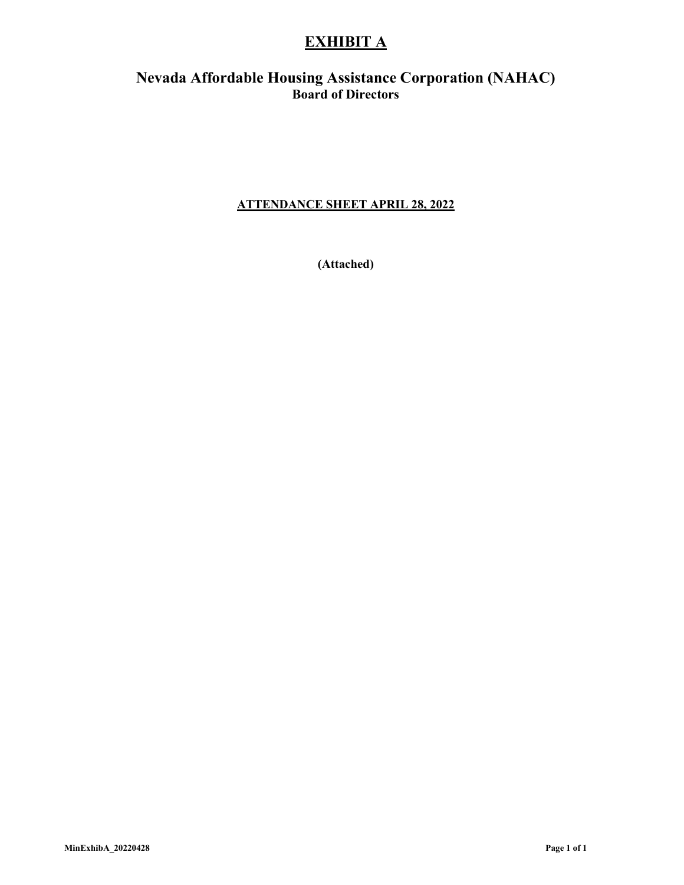# EXHIBIT A

## Nevada Affordable Housing Assistance Corporation (NAHAC)

**Board of Directors**

**ATTENDANCE SHEET APRIL 28, 2022**

**(Attached)**

**MinExhibA_20220428**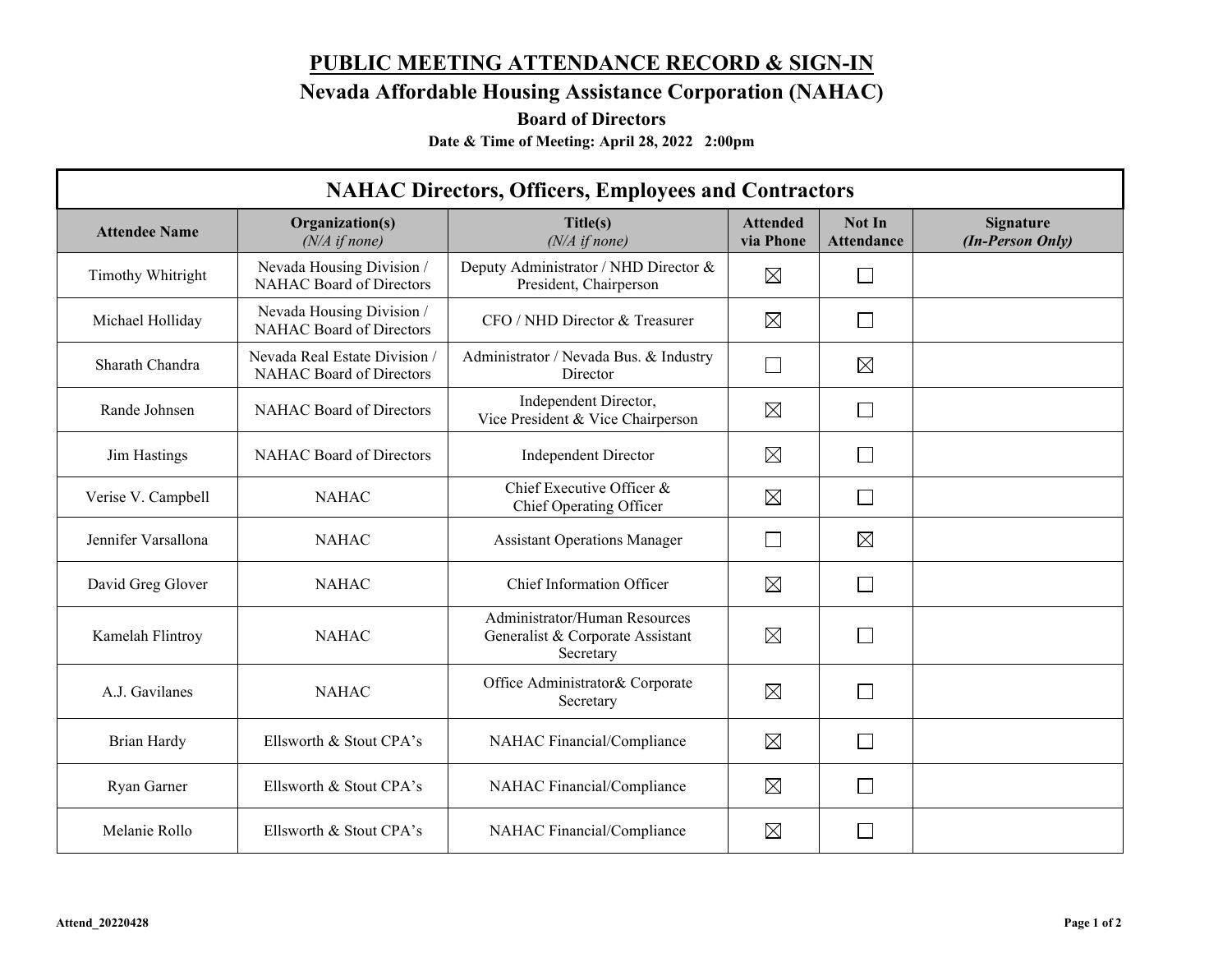# PUBLIC MEETING ATTENDANCE RECORD & SIGN-IN

## Nevada Affordable Housing Assistance Corporation (NAHAC)

### Board of Directors

**Date & Time of Meeting: April 28, 2022 2:00pm**

| NAHAC Directors, Officers, Employees and Contractors | | | | | |
|---|---|---|---|---|---|
| **Attendee Name** | **Organization(s)** *(N/A if none)* | **Title(s)** *(N/A if none)* | **Attended via Phone** | **Not In Attendance** | **Signature** ***(In-Person Only)*** |
| Timothy Whitright | Nevada Housing Division / NAHAC Board of Directors | Deputy Administrator / NHD Director & President, Chairperson | ☒ | ☐ | |
| Michael Holliday | Nevada Housing Division / NAHAC Board of Directors | CFO / NHD Director & Treasurer | ☒ | ☐ | |
| Sharath Chandra | Nevada Real Estate Division / NAHAC Board of Directors | Administrator / Nevada Bus. & Industry Director | ☐ | ☒ | |
| Rande Johnsen | NAHAC Board of Directors | Independent Director, Vice President & Vice Chairperson | ☒ | ☐ | |
| Jim Hastings | NAHAC Board of Directors | Independent Director | ☒ | ☐ | |
| Verise V. Campbell | NAHAC | Chief Executive Officer & Chief Operating Officer | ☒ | ☐ | |
| Jennifer Varsallona | NAHAC | Assistant Operations Manager | ☐ | ☒ | |
| David Greg Glover | NAHAC | Chief Information Officer | ☒ | ☐ | |
| Kamelah Flintroy | NAHAC | Administrator/Human Resources Generalist & Corporate Assistant Secretary | ☒ | ☐ | |
| A.J. Gavilanes | NAHAC | Office Administrator& Corporate Secretary | ☒ | ☐ | |
| Brian Hardy | Ellsworth & Stout CPA's | NAHAC Financial/Compliance | ☒ | ☐ | |
| Ryan Garner | Ellsworth & Stout CPA's | NAHAC Financial/Compliance | ☒ | ☐ | |
| Melanie Rollo | Ellsworth & Stout CPA's | NAHAC Financial/Compliance | ☒ | ☐ | |

Attend_20220428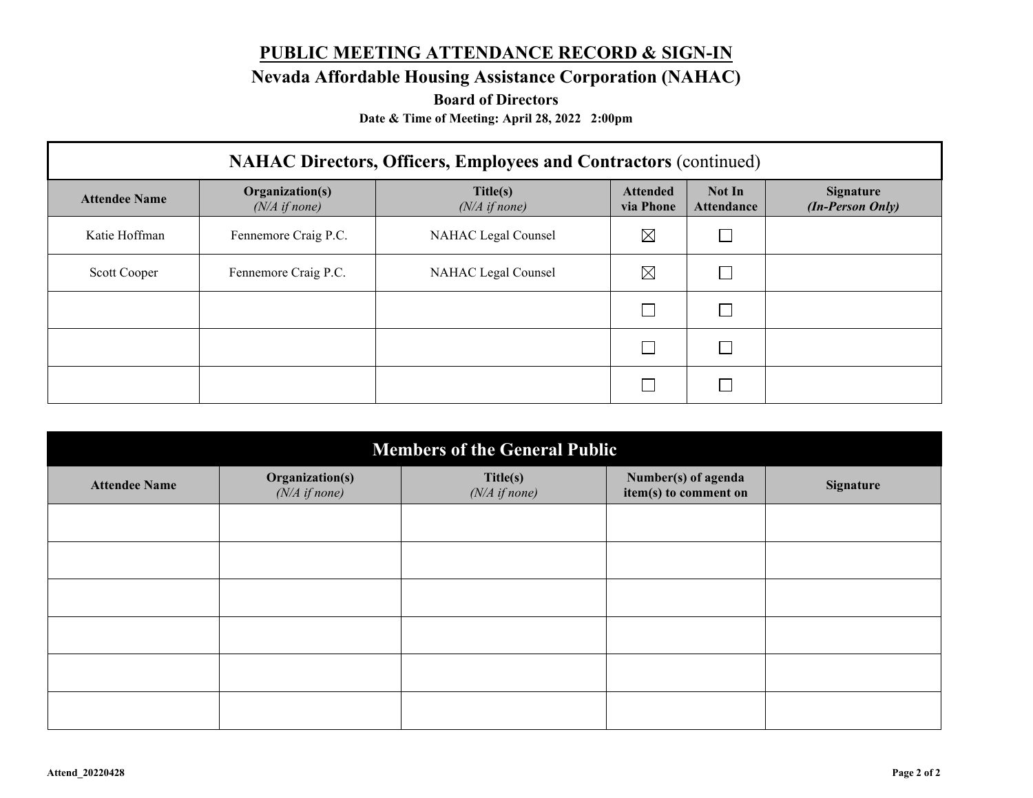# PUBLIC MEETING ATTENDANCE RECORD & SIGN-IN

## Nevada Affordable Housing Assistance Corporation (NAHAC)

### Board of Directors

**Date & Time of Meeting: April 28, 2022 2:00pm**

| **NAHAC Directors, Officers, Employees and Contractors** (continued) | | | | | |
|---|---|---|---|---|---|
| **Attendee Name** | **Organization(s)** *(N/A if none)* | **Title(s)** *(N/A if none)* | **Attended via Phone** | **Not In Attendance** | **Signature** ***(In-Person Only)*** |
| Katie Hoffman | Fennemore Craig P.C. | NAHAC Legal Counsel | ☒ | ☐ | |
| Scott Cooper | Fennemore Craig P.C. | NAHAC Legal Counsel | ☒ | ☐ | |
| | | | ☐ | ☐ | |
| | | | ☐ | ☐ | |
| | | | ☐ | ☐ | |

| **Members of the General Public** | | | | |
|---|---|---|---|---|
| **Attendee Name** | **Organization(s)** *(N/A if none)* | **Title(s)** *(N/A if none)* | **Number(s) of agenda item(s) to comment on** | **Signature** |
| | | | | |
| | | | | |
| | | | | |
| | | | | |
| | | | | |
| | | | | |

Attend_20220428